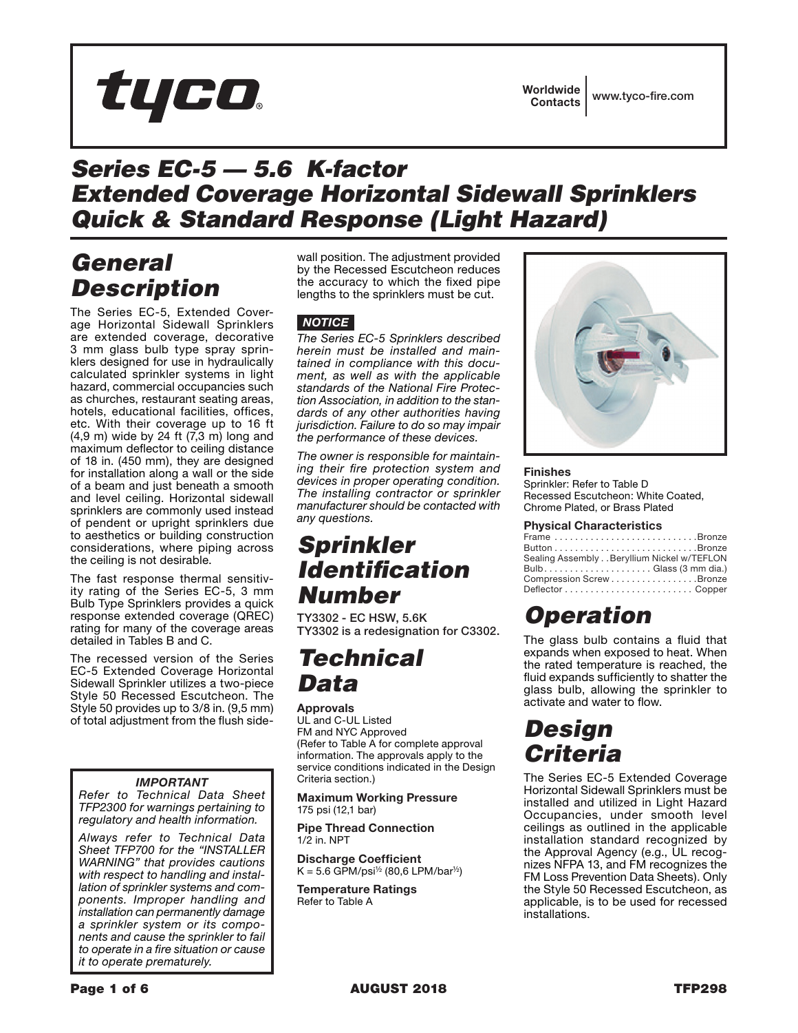tyco

Worldwide Contacts | www.tyco-fire.com

# Series EC-5 — 5.6 K-factor Extended Coverage Horizontal Sidewall Sprinklers Quick & Standard Response (Light Hazard)

## General Description

The Series EC-5, Extended Coverage Horizontal Sidewall Sprinklers are extended coverage, decorative 3 mm glass bulb type spray sprinklers designed for use in hydraulically calculated sprinkler systems in light hazard, commercial occupancies such as churches, restaurant seating areas, hotels, educational facilities, offices, etc. With their coverage up to 16 ft (4,9 m) wide by 24 ft (7,3 m) long and maximum deflector to ceiling distance of 18 in. (450 mm), they are designed for installation along a wall or the side of a beam and just beneath a smooth and level ceiling. Horizontal sidewall sprinklers are commonly used instead of pendent or upright sprinklers due to aesthetics or building construction considerations, where piping across the ceiling is not desirable.

The fast response thermal sensitivity rating of the Series EC-5, 3 mm Bulb Type Sprinklers provides a quick response extended coverage (QREC) rating for many of the coverage areas detailed in Tables B and C.

The recessed version of the Series EC-5 Extended Coverage Horizontal Sidewall Sprinkler utilizes a two-piece Style 50 Recessed Escutcheon. The Style 50 provides up to 3/8 in. (9,5 mm) of total adjustment from the flush sidewall position. The adjustment provided by the Recessed Escutcheon reduces the accuracy to which the fixed pipe lengths to the sprinklers must be cut.

***IMPORTANT***

*Refer to Technical Data Sheet TFP2300 for warnings pertaining to regulatory and health information.*

*Always refer to Technical Data Sheet TFP700 for the "INSTALLER WARNING" that provides cautions with respect to handling and installation of sprinkler systems and components. Improper handling and installation can permanently damage a sprinkler system or its components and cause the sprinkler to fail to operate in a fire situation or cause it to operate prematurely.*

***NOTICE***

*The Series EC-5 Sprinklers described herein must be installed and maintained in compliance with this document, as well as with the applicable standards of the National Fire Protection Association, in addition to the standards of any other authorities having jurisdiction. Failure to do so may impair the performance of these devices.*

*The owner is responsible for maintaining their fire protection system and devices in proper operating condition. The installing contractor or sprinkler manufacturer should be contacted with any questions.*

## Sprinkler Identification Number

**TY3302 - EC HSW, 5.6K**
**TY3302 is a redesignation for C3302.**

## Technical Data

**Approvals**
UL and C-UL Listed
FM and NYC Approved
(Refer to Table A for complete approval information. The approvals apply to the service conditions indicated in the Design Criteria section.)

**Maximum Working Pressure**
175 psi (12,1 bar)

**Pipe Thread Connection**
1/2 in. NPT

**Discharge Coefficient**
K = 5.6 GPM/psi$^{1/2}$ (80,6 LPM/bar$^{1/2}$)

**Temperature Ratings**
Refer to Table A

**Finishes**
Sprinkler: Refer to Table D
Recessed Escutcheon: White Coated, Chrome Plated, or Brass Plated

**Physical Characteristics**

| | |
|---|---|
| Frame | Bronze |
| Button | Bronze |
| Sealing Assembly | Beryllium Nickel w/TEFLON |
| Bulb | Glass (3 mm dia.) |
| Compression Screw | Bronze |
| Deflector | Copper |

## Operation

The glass bulb contains a fluid that expands when exposed to heat. When the rated temperature is reached, the fluid expands sufficiently to shatter the glass bulb, allowing the sprinkler to activate and water to flow.

## Design Criteria

The Series EC-5 Extended Coverage Horizontal Sidewall Sprinklers must be installed and utilized in Light Hazard Occupancies, under smooth level ceilings as outlined in the applicable installation standard recognized by the Approval Agency (e.g., UL recognizes NFPA 13, and FM recognizes the FM Loss Prevention Data Sheets). Only the Style 50 Recessed Escutcheon, as applicable, is to be used for recessed installations.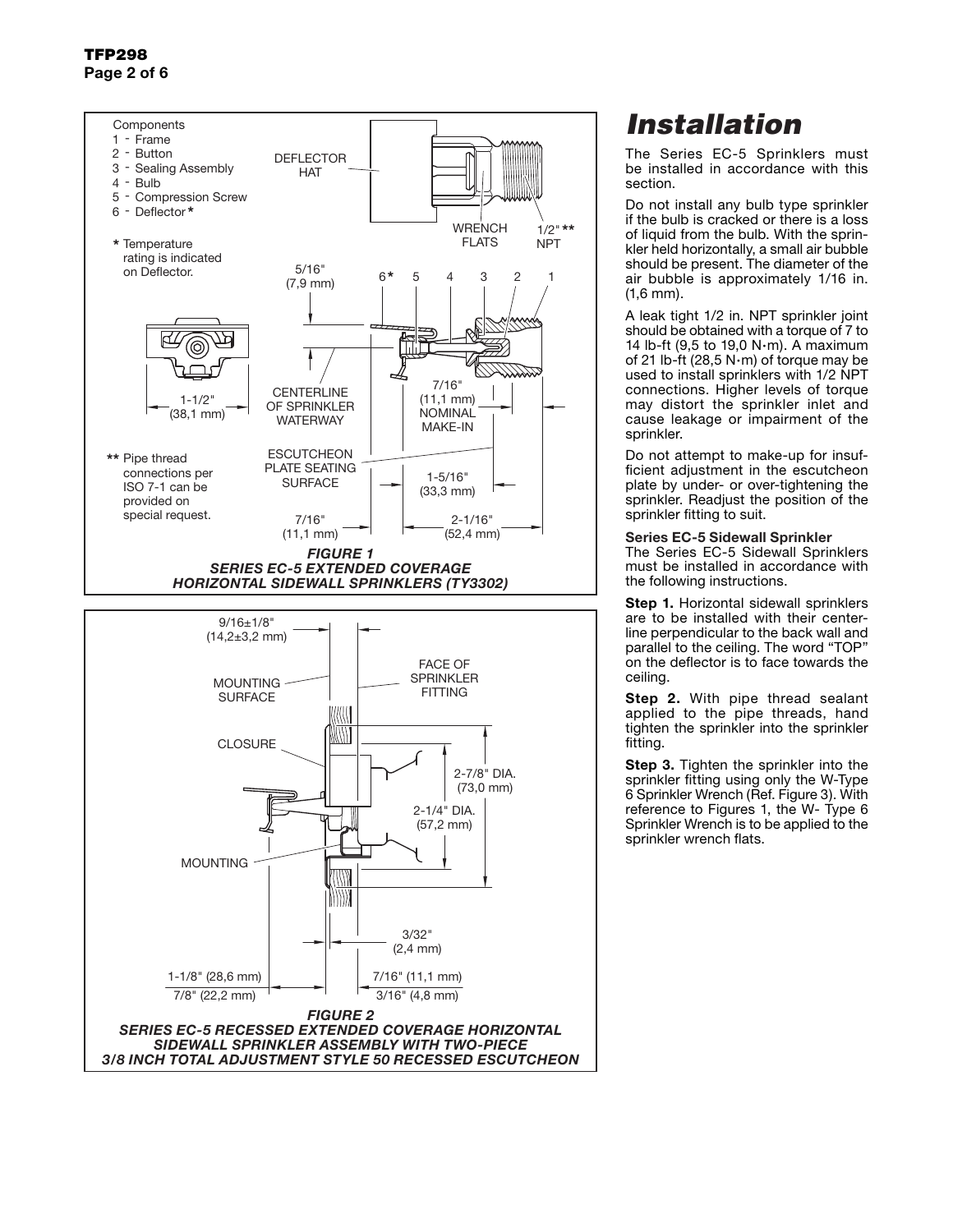Components
1 - Frame
2 - Button
3 - Sealing Assembly
4 - Bulb
5 - Compression Screw
6 - Deflector*

\* Temperature rating is indicated on Deflector.

\*\* Pipe thread connections per ISO 7-1 can be provided on special request.

DEFLECTOR HAT

WRENCH FLATS

1/2"** NPT

5/16" (7,9 mm)

CENTERLINE OF SPRINKLER WATERWAY

7/16" (11,1 mm) NOMINAL MAKE-IN

1-1/2" (38,1 mm)

ESCUTCHEON PLATE SEATING SURFACE

1-5/16" (33,3 mm)

7/16" (11,1 mm)

2-1/16" (52,4 mm)

*FIGURE 1*
***SERIES EC-5 EXTENDED COVERAGE HORIZONTAL SIDEWALL SPRINKLERS (TY3302)***

9/16±1/8" (14,2±3,2 mm)

MOUNTING SURFACE

FACE OF SPRINKLER FITTING

CLOSURE

2-7/8" DIA. (73,0 mm)

2-1/4" DIA. (57,2 mm)

MOUNTING

3/32" (2,4 mm)

1-1/8" (28,6 mm)
7/8" (22,2 mm)

7/16" (11,1 mm)
3/16" (4,8 mm)

*FIGURE 2*
***SERIES EC-5 RECESSED EXTENDED COVERAGE HORIZONTAL SIDEWALL SPRINKLER ASSEMBLY WITH TWO-PIECE 3/8 INCH TOTAL ADJUSTMENT STYLE 50 RECESSED ESCUTCHEON***

# Installation

The Series EC-5 Sprinklers must be installed in accordance with this section.

Do not install any bulb type sprinkler if the bulb is cracked or there is a loss of liquid from the bulb. With the sprinkler held horizontally, a small air bubble should be present. The diameter of the air bubble is approximately 1/16 in. (1,6 mm).

A leak tight 1/2 in. NPT sprinkler joint should be obtained with a torque of 7 to 14 lb-ft (9,5 to 19,0 N·m). A maximum of 21 lb-ft (28,5 N·m) of torque may be used to install sprinklers with 1/2 NPT connections. Higher levels of torque may distort the sprinkler inlet and cause leakage or impairment of the sprinkler.

Do not attempt to make-up for insufficient adjustment in the escutcheon plate by under- or over-tightening the sprinkler. Readjust the position of the sprinkler fitting to suit.

**Series EC-5 Sidewall Sprinkler**
The Series EC-5 Sidewall Sprinklers must be installed in accordance with the following instructions.

**Step 1.** Horizontal sidewall sprinklers are to be installed with their centerline perpendicular to the back wall and parallel to the ceiling. The word "TOP" on the deflector is to face towards the ceiling.

**Step 2.** With pipe thread sealant applied to the pipe threads, hand tighten the sprinkler into the sprinkler fitting.

**Step 3.** Tighten the sprinkler into the sprinkler fitting using only the W-Type 6 Sprinkler Wrench (Ref. Figure 3). With reference to Figures 1, the W- Type 6 Sprinkler Wrench is to be applied to the sprinkler wrench flats.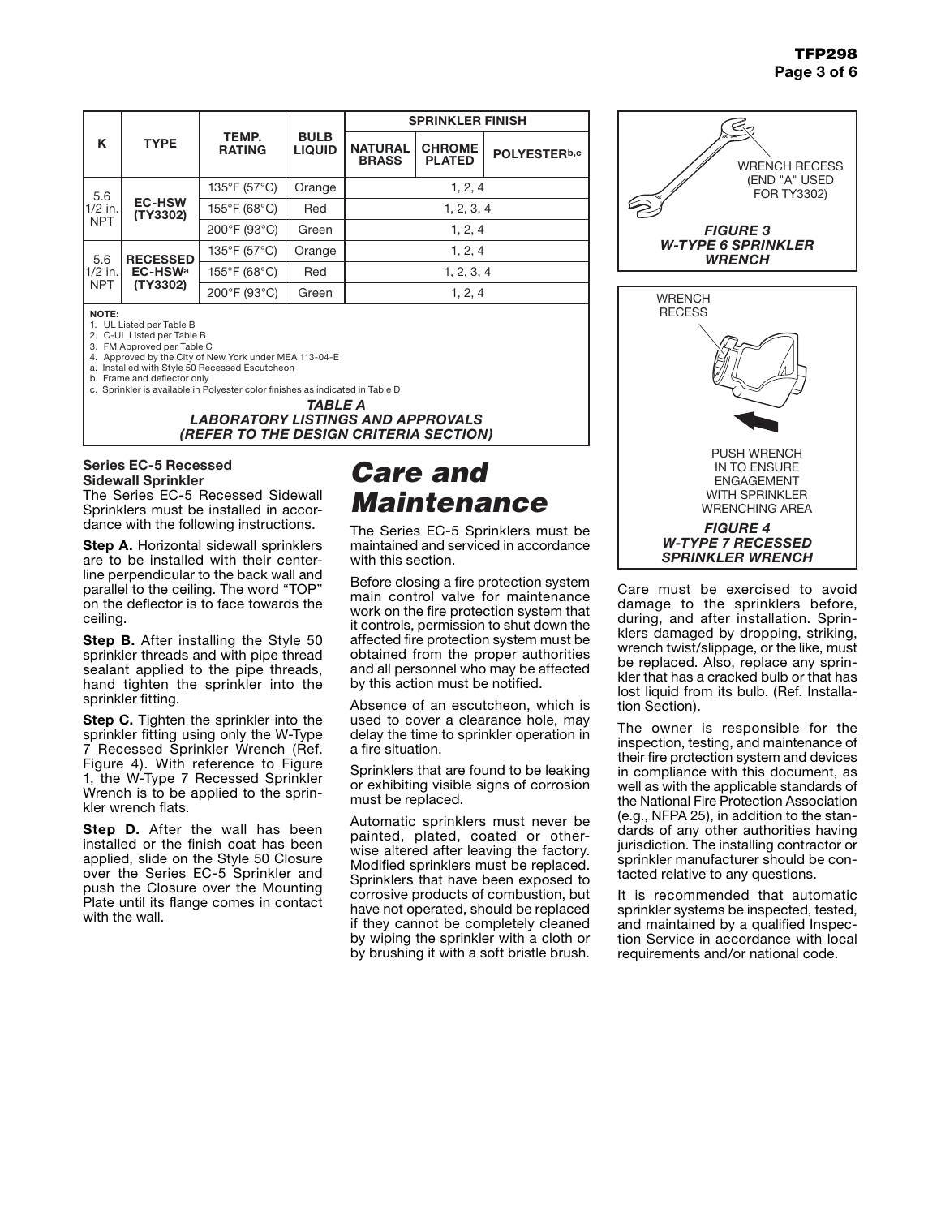| K | TYPE | TEMP. RATING | BULB LIQUID | SPRINKLER FINISH | | |
|---|---|---|---|---|---|---|
| | | | | NATURAL BRASS | CHROME PLATED | POLYESTER[b,c] |
| 5.6 1/2 in. NPT | EC-HSW (TY3302) | 135°F (57°C) | Orange | 1, 2, 4 | | |
| | | 155°F (68°C) | Red | 1, 2, 3, 4 | | |
| | | 200°F (93°C) | Green | 1, 2, 4 | | |
| 5.6 1/2 in. NPT | RECESSED EC-HSW[a] (TY3302) | 135°F (57°C) | Orange | 1, 2, 4 | | |
| | | 155°F (68°C) | Red | 1, 2, 3, 4 | | |
| | | 200°F (93°C) | Green | 1, 2, 4 | | |

NOTE:
1. UL Listed per Table B
2. C-UL Listed per Table B
3. FM Approved per Table C
4. Approved by the City of New York under MEA 113-04-E

a. Installed with Style 50 Recessed Escutcheon
b. Frame and deflector only
c. Sprinkler is available in Polyester color finishes as indicated in Table D

*TABLE A*
*LABORATORY LISTINGS AND APPROVALS*
*(REFER TO THE DESIGN CRITERIA SECTION)*

WRENCH RECESS (END "A" USED FOR TY3302)

*FIGURE 3*
*W-TYPE 6 SPRINKLER WRENCH*

WRENCH RECESS

PUSH WRENCH IN TO ENSURE ENGAGEMENT WITH SPRINKLER WRENCHING AREA

*FIGURE 4*
*W-TYPE 7 RECESSED SPRINKLER WRENCH*

**Series EC-5 Recessed Sidewall Sprinkler**

The Series EC-5 Recessed Sidewall Sprinklers must be installed in accordance with the following instructions.

**Step A.** Horizontal sidewall sprinklers are to be installed with their centerline perpendicular to the back wall and parallel to the ceiling. The word "TOP" on the deflector is to face towards the ceiling.

**Step B.** After installing the Style 50 sprinkler threads and with pipe thread sealant applied to the pipe threads, hand tighten the sprinkler into the sprinkler fitting.

**Step C.** Tighten the sprinkler into the sprinkler fitting using only the W-Type 7 Recessed Sprinkler Wrench (Ref. Figure 4). With reference to Figure 1, the W-Type 7 Recessed Sprinkler Wrench is to be applied to the sprinkler wrench flats.

**Step D.** After the wall has been installed or the finish coat has been applied, slide on the Style 50 Closure over the Series EC-5 Sprinkler and push the Closure over the Mounting Plate until its flange comes in contact with the wall.

# Care and Maintenance

The Series EC-5 Sprinklers must be maintained and serviced in accordance with this section.

Before closing a fire protection system main control valve for maintenance work on the fire protection system that it controls, permission to shut down the affected fire protection system must be obtained from the proper authorities and all personnel who may be affected by this action must be notified.

Absence of an escutcheon, which is used to cover a clearance hole, may delay the time to sprinkler operation in a fire situation.

Sprinklers that are found to be leaking or exhibiting visible signs of corrosion must be replaced.

Automatic sprinklers must never be painted, plated, coated or otherwise altered after leaving the factory. Modified sprinklers must be replaced. Sprinklers that have been exposed to corrosive products of combustion, but have not operated, should be replaced if they cannot be completely cleaned by wiping the sprinkler with a cloth or by brushing it with a soft bristle brush.

Care must be exercised to avoid damage to the sprinklers before, during, and after installation. Sprinklers damaged by dropping, striking, wrench twist/slippage, or the like, must be replaced. Also, replace any sprinkler that has a cracked bulb or that has lost liquid from its bulb. (Ref. Installation Section).

The owner is responsible for the inspection, testing, and maintenance of their fire protection system and devices in compliance with this document, as well as with the applicable standards of the National Fire Protection Association (e.g., NFPA 25), in addition to the standards of any other authorities having jurisdiction. The installing contractor or sprinkler manufacturer should be contacted relative to any questions.

It is recommended that automatic sprinkler systems be inspected, tested, and maintained by a qualified Inspection Service in accordance with local requirements and/or national code.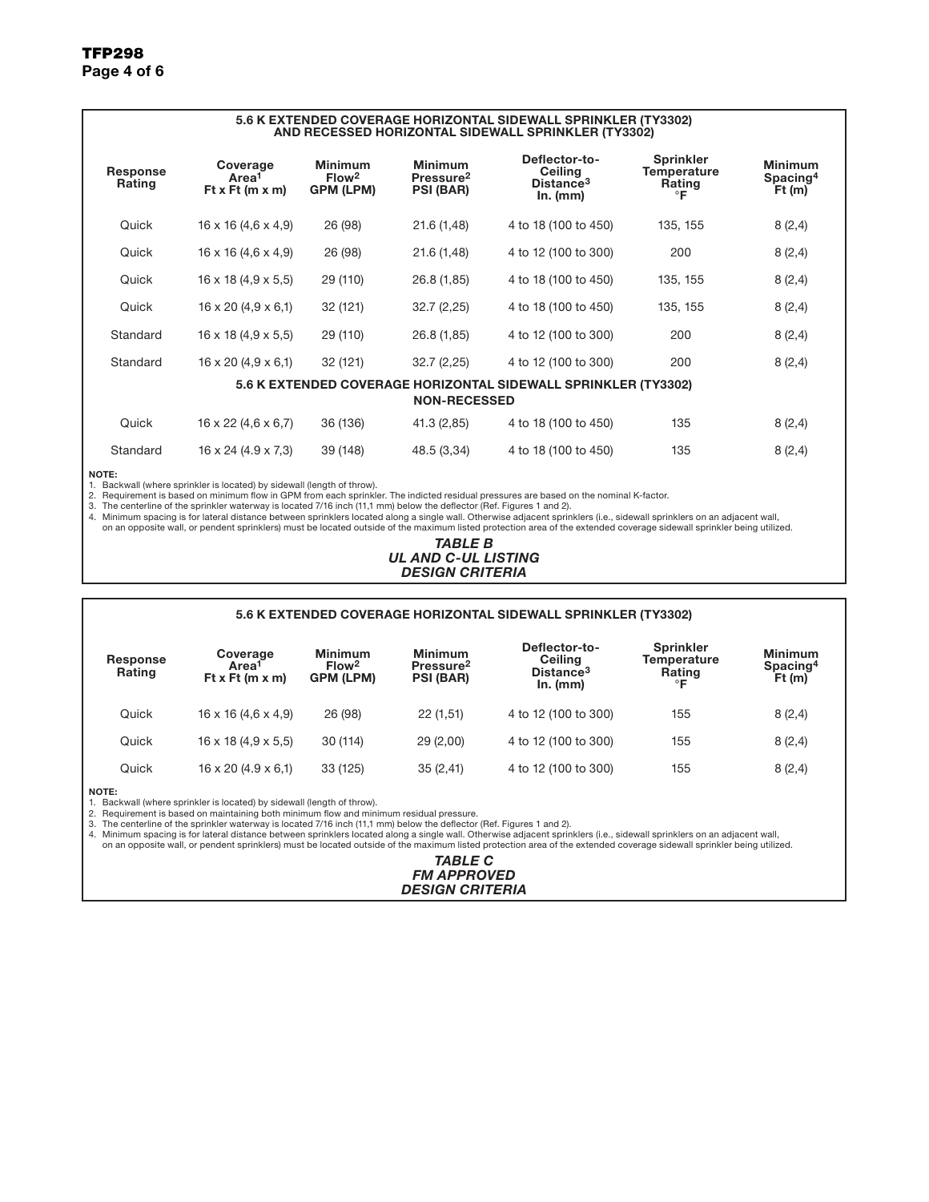| Response Rating | Coverage Area[1] Ft x Ft (m x m) | Minimum Flow[2] GPM (LPM) | Minimum Pressure[2] PSI (BAR) | Deflector-to-Ceiling Distance[3] In. (mm) | Sprinkler Temperature Rating °F | Minimum Spacing[4] Ft (m) |
|---|---|---|---|---|---|---|
| **5.6 K EXTENDED COVERAGE HORIZONTAL SIDEWALL SPRINKLER (TY3302) AND RECESSED HORIZONTAL SIDEWALL SPRINKLER (TY3302)** | | | | | | |
| Quick | 16 x 16 (4,6 x 4,9) | 26 (98) | 21.6 (1,48) | 4 to 18 (100 to 450) | 135, 155 | 8 (2,4) |
| Quick | 16 x 16 (4,6 x 4,9) | 26 (98) | 21.6 (1,48) | 4 to 12 (100 to 300) | 200 | 8 (2,4) |
| Quick | 16 x 18 (4,9 x 5,5) | 29 (110) | 26.8 (1,85) | 4 to 18 (100 to 450) | 135, 155 | 8 (2,4) |
| Quick | 16 x 20 (4,9 x 6,1) | 32 (121) | 32.7 (2,25) | 4 to 18 (100 to 450) | 135, 155 | 8 (2,4) |
| Standard | 16 x 18 (4,9 x 5,5) | 29 (110) | 26.8 (1,85) | 4 to 12 (100 to 300) | 200 | 8 (2,4) |
| Standard | 16 x 20 (4,9 x 6,1) | 32 (121) | 32.7 (2,25) | 4 to 12 (100 to 300) | 200 | 8 (2,4) |
| **5.6 K EXTENDED COVERAGE HORIZONTAL SIDEWALL SPRINKLER (TY3302) NON-RECESSED** | | | | | | |
| Quick | 16 x 22 (4,6 x 6,7) | 36 (136) | 41.3 (2,85) | 4 to 18 (100 to 450) | 135 | 8 (2,4) |
| Standard | 16 x 24 (4.9 x 7,3) | 39 (148) | 48.5 (3,34) | 4 to 18 (100 to 450) | 135 | 8 (2,4) |

**NOTE:**

1. Backwall (where sprinkler is located) by sidewall (length of throw).
2. Requirement is based on minimum flow in GPM from each sprinkler. The indicted residual pressures are based on the nominal K-factor.
3. The centerline of the sprinkler waterway is located 7/16 inch (11,1 mm) below the deflector (Ref. Figures 1 and 2).
4. Minimum spacing is for lateral distance between sprinklers located along a single wall. Otherwise adjacent sprinklers (i.e., sidewall sprinklers on an adjacent wall, on an opposite wall, or pendent sprinklers) must be located outside of the maximum listed protection area of the extended coverage sidewall sprinkler being utilized.

***TABLE B***
***UL AND C-UL LISTING***
***DESIGN CRITERIA***

**5.6 K EXTENDED COVERAGE HORIZONTAL SIDEWALL SPRINKLER (TY3302)**

| Response Rating | Coverage Area[1] Ft x Ft (m x m) | Minimum Flow[2] GPM (LPM) | Minimum Pressure[2] PSI (BAR) | Deflector-to-Ceiling Distance[3] In. (mm) | Sprinkler Temperature Rating °F | Minimum Spacing[4] Ft (m) |
|---|---|---|---|---|---|---|
| Quick | 16 x 16 (4,6 x 4,9) | 26 (98) | 22 (1,51) | 4 to 12 (100 to 300) | 155 | 8 (2,4) |
| Quick | 16 x 18 (4,9 x 5,5) | 30 (114) | 29 (2,00) | 4 to 12 (100 to 300) | 155 | 8 (2,4) |
| Quick | 16 x 20 (4.9 x 6,1) | 33 (125) | 35 (2,41) | 4 to 12 (100 to 300) | 155 | 8 (2,4) |

**NOTE:**

1. Backwall (where sprinkler is located) by sidewall (length of throw).
2. Requirement is based on maintaining both minimum flow and minimum residual pressure.
3. The centerline of the sprinkler waterway is located 7/16 inch (11,1 mm) below the deflector (Ref. Figures 1 and 2).
4. Minimum spacing is for lateral distance between sprinklers located along a single wall. Otherwise adjacent sprinklers (i.e., sidewall sprinklers on an adjacent wall, on an opposite wall, or pendent sprinklers) must be located outside of the maximum listed protection area of the extended coverage sidewall sprinkler being utilized.

***TABLE C***
***FM APPROVED***
***DESIGN CRITERIA***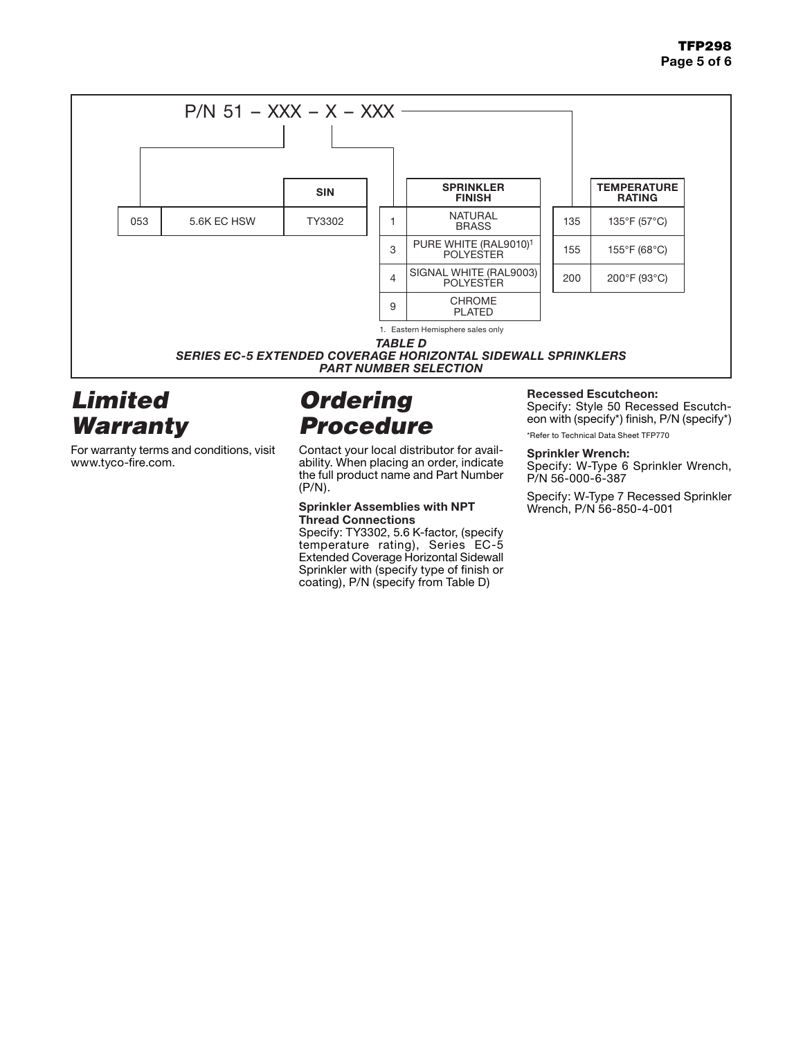P/N 51 – XXX – X – XXX

| | | SIN |
|---|---|---|
| 053 | 5.6K EC HSW | TY3302 |

| | SPRINKLER FINISH |
|---|---|
| 1 | NATURAL BRASS |
| 3 | PURE WHITE (RAL9010)[1] POLYESTER |
| 4 | SIGNAL WHITE (RAL9003) POLYESTER |
| 9 | CHROME PLATED |

| | TEMPERATURE RATING |
|---|---|
| 135 | 135°F (57°C) |
| 155 | 155°F (68°C) |
| 200 | 200°F (93°C) |

1. Eastern Hemisphere sales only

*TABLE D*
*SERIES EC-5 EXTENDED COVERAGE HORIZONTAL SIDEWALL SPRINKLERS*
*PART NUMBER SELECTION*

# Limited Warranty

For warranty terms and conditions, visit www.tyco-fire.com.

# Ordering Procedure

Contact your local distributor for availability. When placing an order, indicate the full product name and Part Number (P/N).

**Sprinkler Assemblies with NPT Thread Connections**
Specify: TY3302, 5.6 K-factor, (specify temperature rating), Series EC-5 Extended Coverage Horizontal Sidewall Sprinkler with (specify type of finish or coating), P/N (specify from Table D)

**Recessed Escutcheon:**
Specify: Style 50 Recessed Escutcheon with (specify*) finish, P/N (specify*)

*Refer to Technical Data Sheet TFP770

**Sprinkler Wrench:**
Specify: W-Type 6 Sprinkler Wrench, P/N 56-000-6-387

Specify: W-Type 7 Recessed Sprinkler Wrench, P/N 56-850-4-001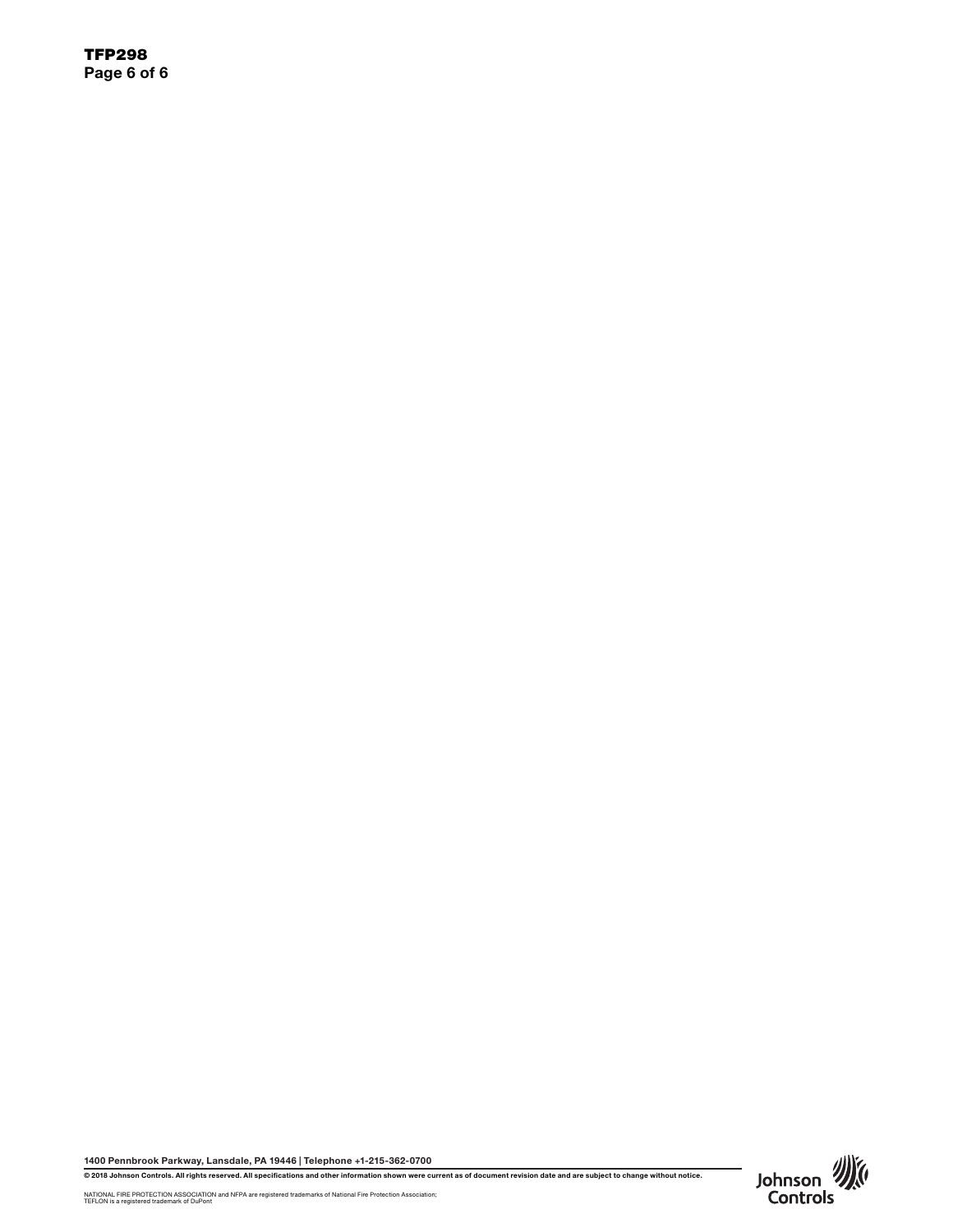1400 Pennbrook Parkway, Lansdale, PA 19446 | Telephone +1-215-362-0700

© 2018 Johnson Controls. All rights reserved. All specifications and other information shown were current as of document revision date and are subject to change without notice.

NATIONAL FIRE PROTECTION ASSOCIATION and NFPA are registered trademarks of National Fire Protection Association;
TEFLON is a registered trademark of DuPont